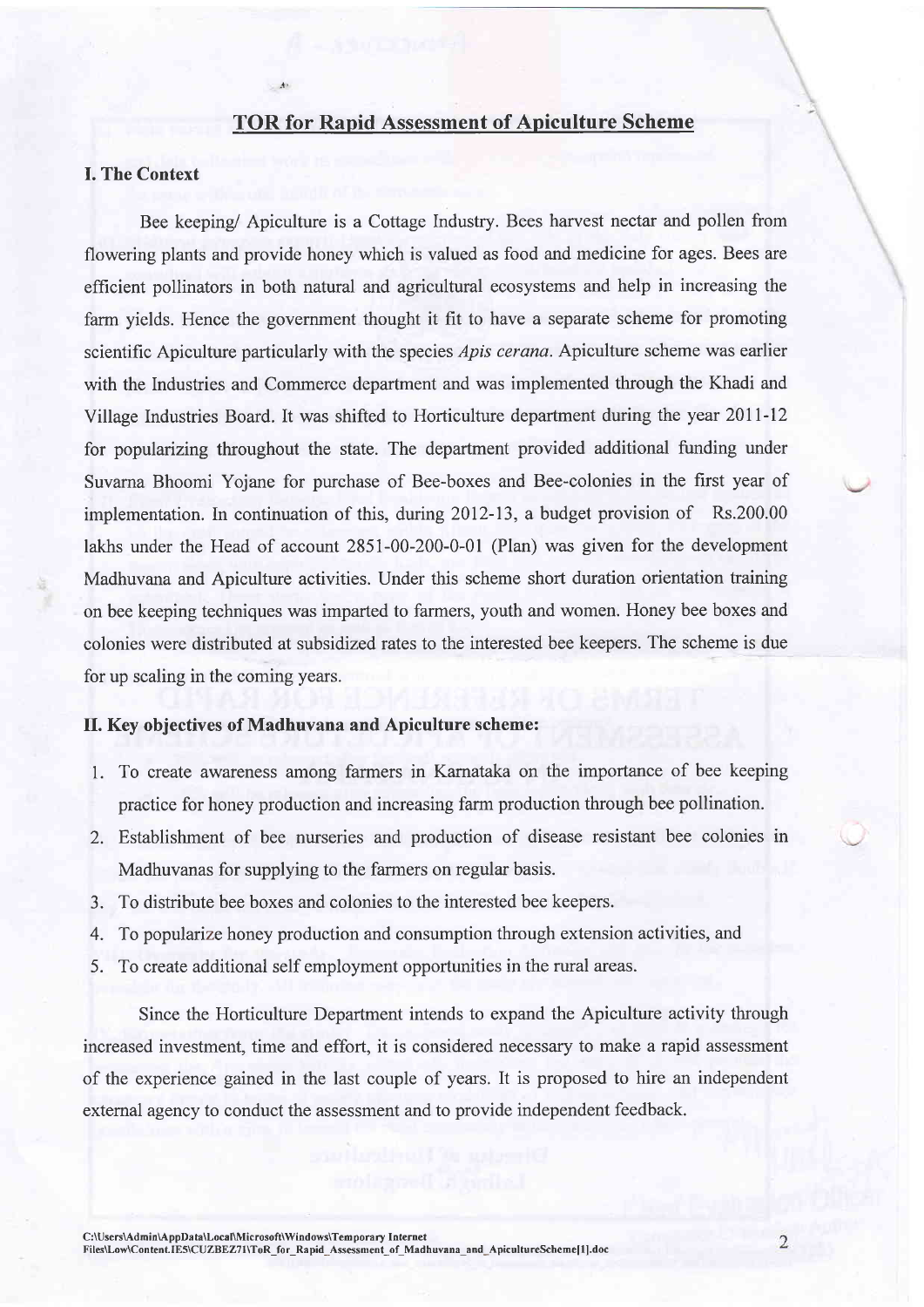# TOR for Rapid Assessment of Apiculture Scheme

## I. The Context

Bee keeping/ Apiculture is a Cottage Industry. Bees harvest nectar and pollen from flowering plants and provide honey which is valued as food and medicine for ages. Bees are efficient pollinators in both natural and agricultural ecosystems and help in increasing the farm yields. Hence the government thought it fit to have a separate scheme for promoting scientific Apiculture particularly with the species *Apis cerana*. Apiculture scheme was earlier with the Industries and Commerce department and was implemented through the Khadi and Village Industries Board. It was shifted to Horticulture department during the year 2011-12 for popularizing throughout the state. The department provided additional funding under Suvarna Bhoomi Yojane for purchase of Bee-boxes and Bee-colonies in the first year of implementation. In continuation of this, during 2012-13, a budget provision of Rs.200.00 lakhs under the Head of account 2851-00-200-0-01 (Plan) was given for the development Madhuvana and Apiculture activities. Under this scheme short duration orientation training on bee keeping techniques was imparted to farmers, youth and women. Honey bee boxes and colonies were distributed at subsidized rates to the interested bee keepers. The scheme is due for up scaling in the coming years.

## II. Key objectives of Madhuvana and Apiculture scheme:

1. To create awareness among farmers in Karnataka on the importance of bee keeping practice for honey production and increasing farm production through bee pollination.
2. Establishment of bee nurseries and production of disease resistant bee colonies in Madhuvanas for supplying to the farmers on regular basis.
3. To distribute bee boxes and colonies to the interested bee keepers.
4. To popularize honey production and consumption through extension activities, and
5. To create additional self employment opportunities in the rural areas.

Since the Horticulture Department intends to expand the Apiculture activity through increased investment, time and effort, it is considered necessary to make a rapid assessment of the experience gained in the last couple of years. It is proposed to hire an independent external agency to conduct the assessment and to provide independent feedback.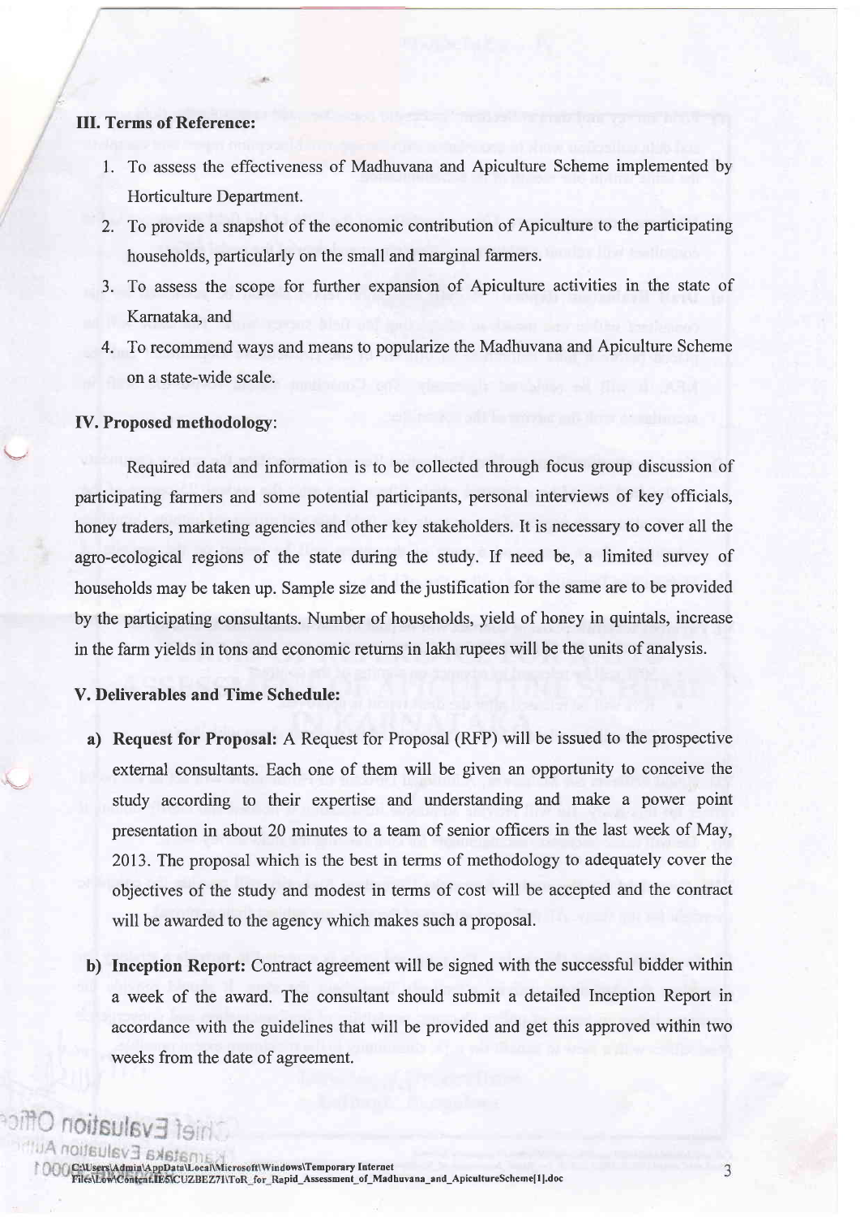### III. Terms of Reference:

1. To assess the effectiveness of Madhuvana and Apiculture Scheme implemented by Horticulture Department.
2. To provide a snapshot of the economic contribution of Apiculture to the participating households, particularly on the small and marginal farmers.
3. To assess the scope for further expansion of Apiculture activities in the state of Karnataka, and
4. To recommend ways and means to popularize the Madhuvana and Apiculture Scheme on a state-wide scale.

### IV. Proposed methodology:

Required data and information is to be collected through focus group discussion of participating farmers and some potential participants, personal interviews of key officials, honey traders, marketing agencies and other key stakeholders. It is necessary to cover all the agro-ecological regions of the state during the study. If need be, a limited survey of households may be taken up. Sample size and the justification for the same are to be provided by the participating consultants. Number of households, yield of honey in quintals, increase in the farm yields in tons and economic returns in lakh rupees will be the units of analysis.

### V. Deliverables and Time Schedule:

**a) Request for Proposal:** A Request for Proposal (RFP) will be issued to the prospective external consultants. Each one of them will be given an opportunity to conceive the study according to their expertise and understanding and make a power point presentation in about 20 minutes to a team of senior officers in the last week of May, 2013. The proposal which is the best in terms of methodology to adequately cover the objectives of the study and modest in terms of cost will be accepted and the contract will be awarded to the agency which makes such a proposal.

**b) Inception Report:** Contract agreement will be signed with the successful bidder within a week of the award. The consultant should submit a detailed Inception Report in accordance with the guidelines that will be provided and get this approved within two weeks from the date of agreement.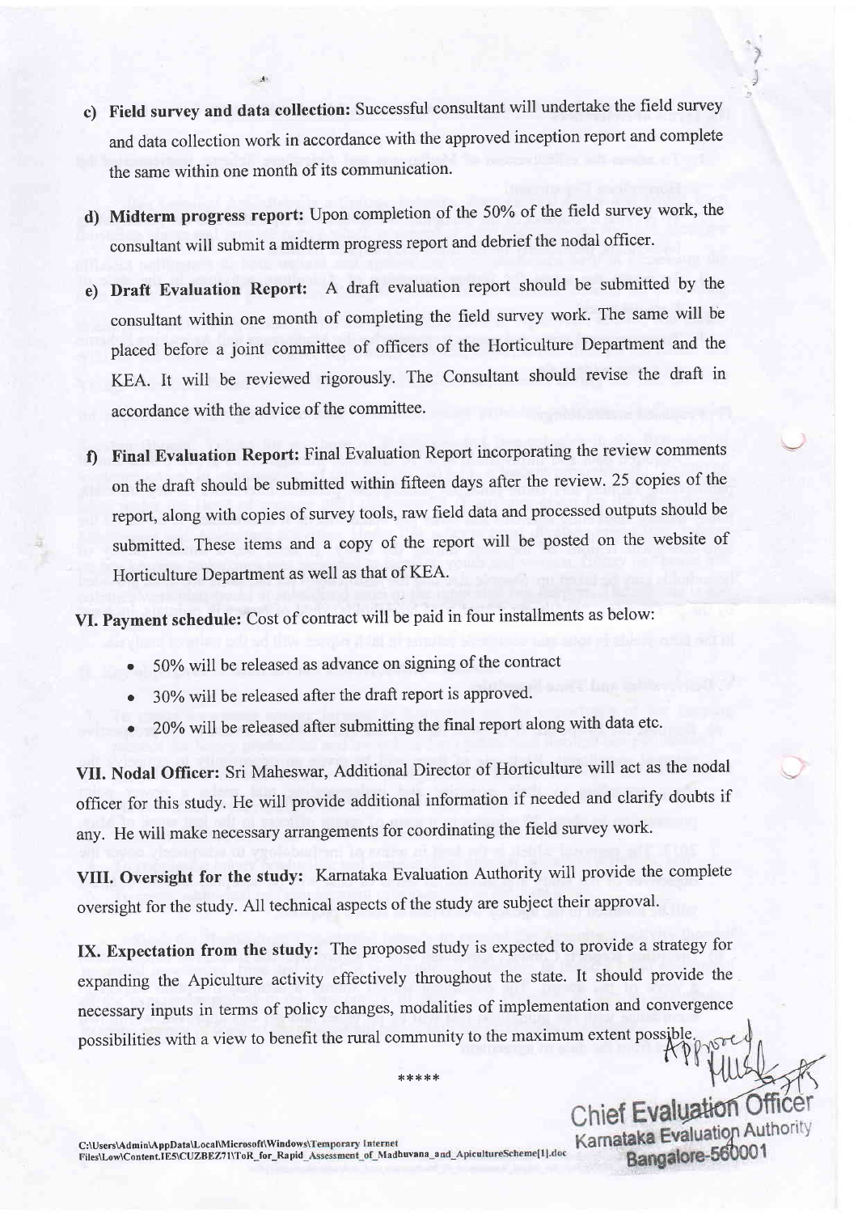c) **Field survey and data collection:** Successful consultant will undertake the field survey and data collection work in accordance with the approved inception report and complete the same within one month of its communication.

d) **Midterm progress report:** Upon completion of the 50% of the field survey work, the consultant will submit a midterm progress report and debrief the nodal officer.

e) **Draft Evaluation Report:** A draft evaluation report should be submitted by the consultant within one month of completing the field survey work. The same will be placed before a joint committee of officers of the Horticulture Department and the KEA. It will be reviewed rigorously. The Consultant should revise the draft in accordance with the advice of the committee.

f) **Final Evaluation Report:** Final Evaluation Report incorporating the review comments on the draft should be submitted within fifteen days after the review. 25 copies of the report, along with copies of survey tools, raw field data and processed outputs should be submitted. These items and a copy of the report will be posted on the website of Horticulture Department as well as that of KEA.

**VI. Payment schedule:** Cost of contract will be paid in four installments as below:

- 50% will be released as advance on signing of the contract
- 30% will be released after the draft report is approved.
- 20% will be released after submitting the final report along with data etc.

**VII. Nodal Officer:** Sri Maheswar, Additional Director of Horticulture will act as the nodal officer for this study. He will provide additional information if needed and clarify doubts if any. He will make necessary arrangements for coordinating the field survey work.

**VIII. Oversight for the study:** Karnataka Evaluation Authority will provide the complete oversight for the study. All technical aspects of the study are subject their approval.

**IX. Expectation from the study:** The proposed study is expected to provide a strategy for expanding the Apiculture activity effectively throughout the state. It should provide the necessary inputs in terms of policy changes, modalities of implementation and convergence possibilities with a view to benefit the rural community to the maximum extent possible.

\*\*\*\*\*

Approved

Chief Evaluation Officer
Karnataka Evaluation Authority
Bangalore-560001

C:\Users\Admin\AppData\Local\Microsoft\Windows\Temporary Internet Files\Low\Content.IE5\CUZBEZ71\ToR_for_Rapid_Assessment_of_Madhuvana_and_ApicultureScheme[1].doc